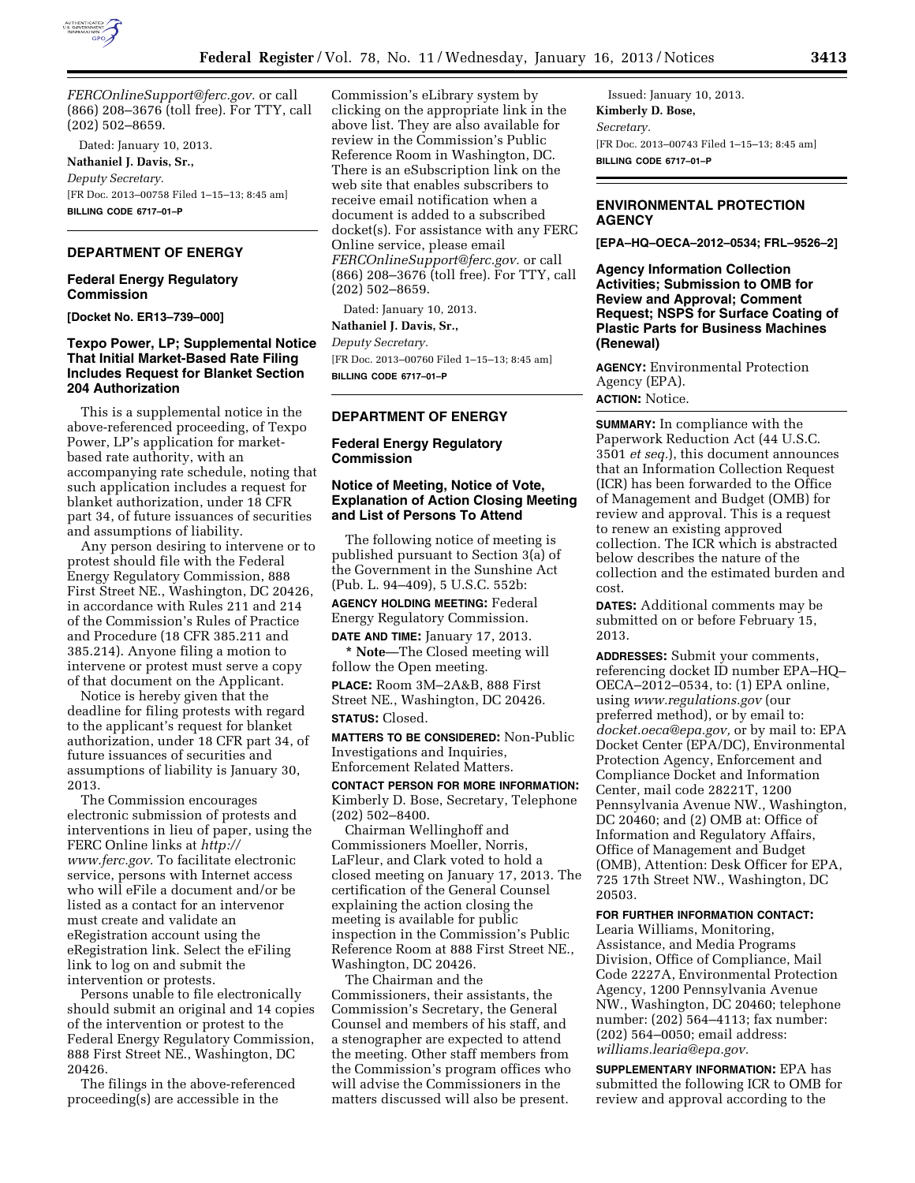*FERCOnlineSupport@ferc.gov.* or call (866) 208–3676 (toll free). For TTY, call (202) 502–8659.

Dated: January 10, 2013.

**Nathaniel J. Davis, Sr.,**

*Deputy Secretary.*

[FR Doc. 2013–00758 Filed 1–15–13; 8:45 am]

**BILLING CODE 6717–01–P**

## DEPARTMENT OF ENERGY

### Federal Energy Regulatory Commission

**[Docket No. ER13–739–000]**

### Texpo Power, LP; Supplemental Notice That Initial Market-Based Rate Filing Includes Request for Blanket Section 204 Authorization

This is a supplemental notice in the above-referenced proceeding, of Texpo Power, LP's application for market-based rate authority, with an accompanying rate schedule, noting that such application includes a request for blanket authorization, under 18 CFR part 34, of future issuances of securities and assumptions of liability.

Any person desiring to intervene or to protest should file with the Federal Energy Regulatory Commission, 888 First Street NE., Washington, DC 20426, in accordance with Rules 211 and 214 of the Commission's Rules of Practice and Procedure (18 CFR 385.211 and 385.214). Anyone filing a motion to intervene or protest must serve a copy of that document on the Applicant.

Notice is hereby given that the deadline for filing protests with regard to the applicant's request for blanket authorization, under 18 CFR part 34, of future issuances of securities and assumptions of liability is January 30, 2013.

The Commission encourages electronic submission of protests and interventions in lieu of paper, using the FERC Online links at *http://www.ferc.gov.* To facilitate electronic service, persons with Internet access who will eFile a document and/or be listed as a contact for an intervenor must create and validate an eRegistration account using the eRegistration link. Select the eFiling link to log on and submit the intervention or protests.

Persons unable to file electronically should submit an original and 14 copies of the intervention or protest to the Federal Energy Regulatory Commission, 888 First Street NE., Washington, DC 20426.

The filings in the above-referenced proceeding(s) are accessible in the Commission's eLibrary system by clicking on the appropriate link in the above list. They are also available for review in the Commission's Public Reference Room in Washington, DC. There is an eSubscription link on the web site that enables subscribers to receive email notification when a document is added to a subscribed docket(s). For assistance with any FERC Online service, please email *FERCOnlineSupport@ferc.gov.* or call (866) 208–3676 (toll free). For TTY, call (202) 502–8659.

Dated: January 10, 2013.

**Nathaniel J. Davis, Sr.,**

*Deputy Secretary.*

[FR Doc. 2013–00760 Filed 1–15–13; 8:45 am]

**BILLING CODE 6717–01–P**

## DEPARTMENT OF ENERGY

### Federal Energy Regulatory Commission

### Notice of Meeting, Notice of Vote, Explanation of Action Closing Meeting and List of Persons To Attend

The following notice of meeting is published pursuant to Section 3(a) of the Government in the Sunshine Act (Pub. L. 94–409), 5 U.S.C. 552b:

**AGENCY HOLDING MEETING:** Federal Energy Regulatory Commission.

**DATE AND TIME:** January 17, 2013.

\* **Note**—The Closed meeting will follow the Open meeting.

**PLACE:** Room 3M–2A&B, 888 First Street NE., Washington, DC 20426.

**STATUS:** Closed.

**MATTERS TO BE CONSIDERED:** Non-Public Investigations and Inquiries, Enforcement Related Matters.

**CONTACT PERSON FOR MORE INFORMATION:** Kimberly D. Bose, Secretary, Telephone (202) 502–8400.

Chairman Wellinghoff and Commissioners Moeller, Norris, LaFleur, and Clark voted to hold a closed meeting on January 17, 2013. The certification of the General Counsel explaining the action closing the meeting is available for public inspection in the Commission's Public Reference Room at 888 First Street NE., Washington, DC 20426.

The Chairman and the Commissioners, their assistants, the Commission's Secretary, the General Counsel and members of his staff, and a stenographer are expected to attend the meeting. Other staff members from the Commission's program offices who will advise the Commissioners in the matters discussed will also be present.

Issued: January 10, 2013.

**Kimberly D. Bose,**

*Secretary.*

[FR Doc. 2013–00743 Filed 1–15–13; 8:45 am]

**BILLING CODE 6717–01–P**

## ENVIRONMENTAL PROTECTION AGENCY

**[EPA–HQ–OECA–2012–0534; FRL–9526–2]**

### Agency Information Collection Activities; Submission to OMB for Review and Approval; Comment Request; NSPS for Surface Coating of Plastic Parts for Business Machines (Renewal)

**AGENCY:** Environmental Protection Agency (EPA).

**ACTION:** Notice.

**SUMMARY:** In compliance with the Paperwork Reduction Act (44 U.S.C. 3501 *et seq.*), this document announces that an Information Collection Request (ICR) has been forwarded to the Office of Management and Budget (OMB) for review and approval. This is a request to renew an existing approved collection. The ICR which is abstracted below describes the nature of the collection and the estimated burden and cost.

**DATES:** Additional comments may be submitted on or before February 15, 2013.

**ADDRESSES:** Submit your comments, referencing docket ID number EPA–HQ–OECA–2012–0534, to: (1) EPA online, using *www.regulations.gov* (our preferred method), or by email to: *docket.oeca@epa.gov,* or by mail to: EPA Docket Center (EPA/DC), Environmental Protection Agency, Enforcement and Compliance Docket and Information Center, mail code 28221T, 1200 Pennsylvania Avenue NW., Washington, DC 20460; and (2) OMB at: Office of Information and Regulatory Affairs, Office of Management and Budget (OMB), Attention: Desk Officer for EPA, 725 17th Street NW., Washington, DC 20503.

**FOR FURTHER INFORMATION CONTACT:** Learia Williams, Monitoring, Assistance, and Media Programs Division, Office of Compliance, Mail Code 2227A, Environmental Protection Agency, 1200 Pennsylvania Avenue NW., Washington, DC 20460; telephone number: (202) 564–4113; fax number: (202) 564–0050; email address: *williams.learia@epa.gov.*

**SUPPLEMENTARY INFORMATION:** EPA has submitted the following ICR to OMB for review and approval according to the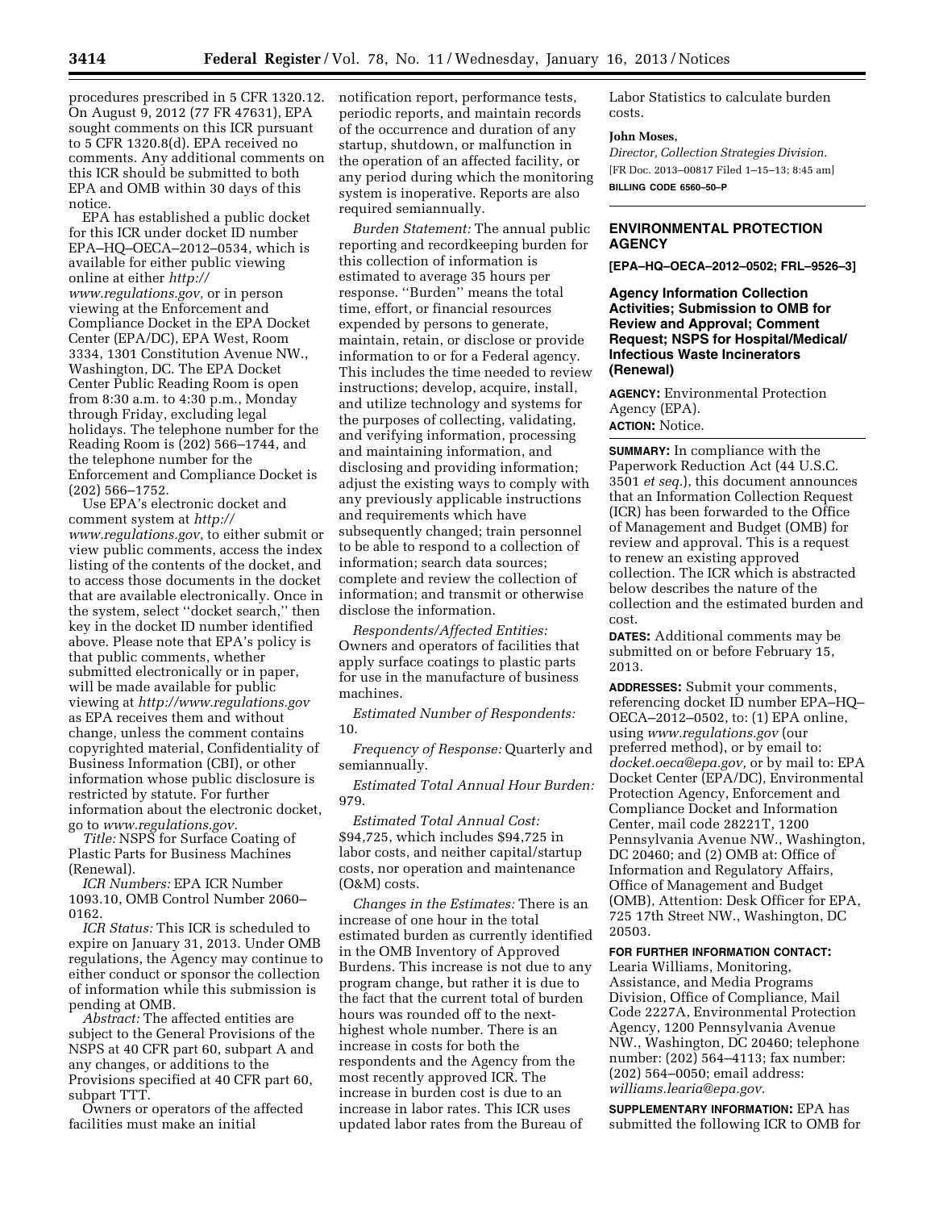procedures prescribed in 5 CFR 1320.12. On August 9, 2012 (77 FR 47631), EPA sought comments on this ICR pursuant to 5 CFR 1320.8(d). EPA received no comments. Any additional comments on this ICR should be submitted to both EPA and OMB within 30 days of this notice.

EPA has established a public docket for this ICR under docket ID number EPA–HQ–OECA–2012–0534, which is available for either public viewing online at either *http://www.regulations.gov,* or in person viewing at the Enforcement and Compliance Docket in the EPA Docket Center (EPA/DC), EPA West, Room 3334, 1301 Constitution Avenue NW., Washington, DC. The EPA Docket Center Public Reading Room is open from 8:30 a.m. to 4:30 p.m., Monday through Friday, excluding legal holidays. The telephone number for the Reading Room is (202) 566–1744, and the telephone number for the Enforcement and Compliance Docket is (202) 566–1752.

Use EPA's electronic docket and comment system at *http://www.regulations.gov,* to either submit or view public comments, access the index listing of the contents of the docket, and to access those documents in the docket that are available electronically. Once in the system, select ''docket search,'' then key in the docket ID number identified above. Please note that EPA's policy is that public comments, whether submitted electronically or in paper, will be made available for public viewing at *http://www.regulations.gov* as EPA receives them and without change, unless the comment contains copyrighted material, Confidentiality of Business Information (CBI), or other information whose public disclosure is restricted by statute. For further information about the electronic docket, go to *www.regulations.gov.*

*Title:* NSPS for Surface Coating of Plastic Parts for Business Machines (Renewal).

*ICR Numbers:* EPA ICR Number 1093.10, OMB Control Number 2060–0162.

*ICR Status:* This ICR is scheduled to expire on January 31, 2013. Under OMB regulations, the Agency may continue to either conduct or sponsor the collection of information while this submission is pending at OMB.

*Abstract:* The affected entities are subject to the General Provisions of the NSPS at 40 CFR part 60, subpart A and any changes, or additions to the Provisions specified at 40 CFR part 60, subpart TTT.

Owners or operators of the affected facilities must make an initial notification report, performance tests, periodic reports, and maintain records of the occurrence and duration of any startup, shutdown, or malfunction in the operation of an affected facility, or any period during which the monitoring system is inoperative. Reports are also required semiannually.

*Burden Statement:* The annual public reporting and recordkeeping burden for this collection of information is estimated to average 35 hours per response. ''Burden'' means the total time, effort, or financial resources expended by persons to generate, maintain, retain, or disclose or provide information to or for a Federal agency. This includes the time needed to review instructions; develop, acquire, install, and utilize technology and systems for the purposes of collecting, validating, and verifying information, processing and maintaining information, and disclosing and providing information; adjust the existing ways to comply with any previously applicable instructions and requirements which have subsequently changed; train personnel to be able to respond to a collection of information; search data sources; complete and review the collection of information; and transmit or otherwise disclose the information.

*Respondents/Affected Entities:* Owners and operators of facilities that apply surface coatings to plastic parts for use in the manufacture of business machines.

*Estimated Number of Respondents:* 10.

*Frequency of Response:* Quarterly and semiannually.

*Estimated Total Annual Hour Burden:* 979.

*Estimated Total Annual Cost:* $94,725, which includes $94,725 in labor costs, and neither capital/startup costs, nor operation and maintenance (O&M) costs.

*Changes in the Estimates:* There is an increase of one hour in the total estimated burden as currently identified in the OMB Inventory of Approved Burdens. This increase is not due to any program change, but rather it is due to the fact that the current total of burden hours was rounded off to the next-highest whole number. There is an increase in costs for both the respondents and the Agency from the most recently approved ICR. The increase in burden cost is due to an increase in labor rates. This ICR uses updated labor rates from the Bureau of Labor Statistics to calculate burden costs.

**John Moses,**

*Director, Collection Strategies Division.*

[FR Doc. 2013–00817 Filed 1–15–13; 8:45 am]

**BILLING CODE 6560–50–P**

## ENVIRONMENTAL PROTECTION AGENCY

**[EPA–HQ–OECA–2012–0502; FRL–9526–3]**

### Agency Information Collection Activities; Submission to OMB for Review and Approval; Comment Request; NSPS for Hospital/Medical/Infectious Waste Incinerators (Renewal)

**AGENCY:** Environmental Protection Agency (EPA).

**ACTION:** Notice.

**SUMMARY:** In compliance with the Paperwork Reduction Act (44 U.S.C. 3501 *et seq.*), this document announces that an Information Collection Request (ICR) has been forwarded to the Office of Management and Budget (OMB) for review and approval. This is a request to renew an existing approved collection. The ICR which is abstracted below describes the nature of the collection and the estimated burden and cost.

**DATES:** Additional comments may be submitted on or before February 15, 2013.

**ADDRESSES:** Submit your comments, referencing docket ID number EPA–HQ–OECA–2012–0502, to: (1) EPA online, using *www.regulations.gov* (our preferred method), or by email to: *docket.oeca@epa.gov*, or by mail to: EPA Docket Center (EPA/DC), Environmental Protection Agency, Enforcement and Compliance Docket and Information Center, mail code 28221T, 1200 Pennsylvania Avenue NW., Washington, DC 20460; and (2) OMB at: Office of Information and Regulatory Affairs, Office of Management and Budget (OMB), Attention: Desk Officer for EPA, 725 17th Street NW., Washington, DC 20503.

**FOR FURTHER INFORMATION CONTACT:** Learia Williams, Monitoring, Assistance, and Media Programs Division, Office of Compliance, Mail Code 2227A, Environmental Protection Agency, 1200 Pennsylvania Avenue NW., Washington, DC 20460; telephone number: (202) 564–4113; fax number: (202) 564–0050; email address: *williams.learia@epa.gov.*

**SUPPLEMENTARY INFORMATION:** EPA has submitted the following ICR to OMB for